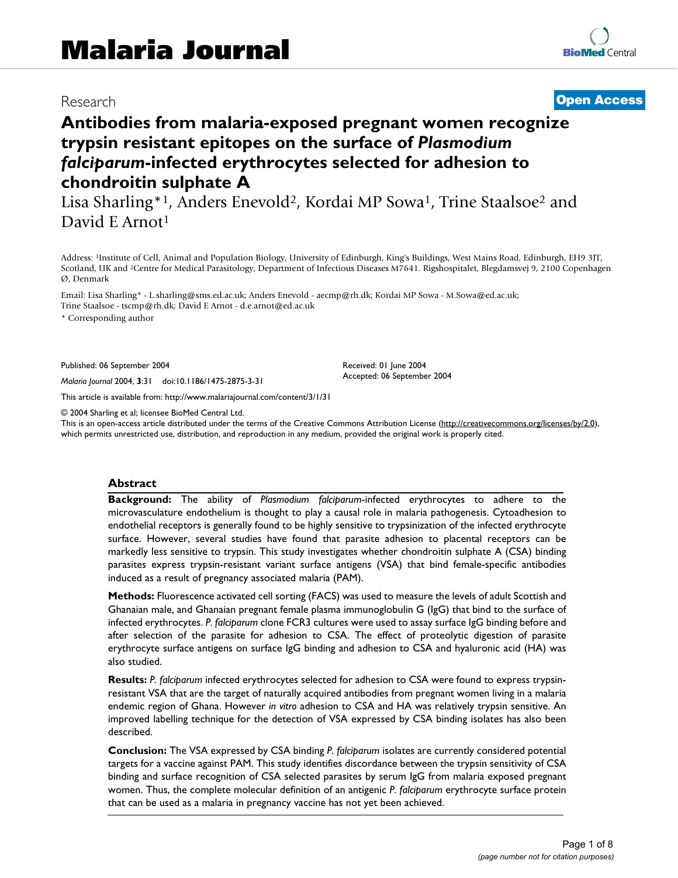# Malaria Journal

Research **Open Access**

# Antibodies from malaria-exposed pregnant women recognize trypsin resistant epitopes on the surface of *Plasmodium falciparum*-infected erythrocytes selected for adhesion to chondroitin sulphate A

Lisa Sharling*[1], Anders Enevold[2], Kordai MP Sowa[1], Trine Staalsoe[2] and David E Arnot[1]

Address: [1]Institute of Cell, Animal and Population Biology, University of Edinburgh, King's Buildings, West Mains Road, Edinburgh, EH9 3JT, Scotland, UK and [2]Centre for Medical Parasitology, Department of Infectious Diseases M7641. Rigshospitalet, Blegdamsvej 9, 2100 Copenhagen Ø, Denmark

Email: Lisa Sharling* - L.sharling@sms.ed.ac.uk; Anders Enevold - aecmp@rh.dk; Kordai MP Sowa - M.Sowa@ed.ac.uk; Trine Staalsoe - tscmp@rh.dk; David E Arnot - d.e.arnot@ed.ac.uk

\* Corresponding author

Published: 06 September 2004

*Malaria Journal* 2004, **3**:31 doi:10.1186/1475-2875-3-31

Received: 01 June 2004
Accepted: 06 September 2004

This article is available from: http://www.malariajournal.com/content/3/1/31

© 2004 Sharling et al; licensee BioMed Central Ltd.
This is an open-access article distributed under the terms of the Creative Commons Attribution License (http://creativecommons.org/licenses/by/2.0), which permits unrestricted use, distribution, and reproduction in any medium, provided the original work is properly cited.

## Abstract

**Background:** The ability of *Plasmodium falciparum*-infected erythrocytes to adhere to the microvasculature endothelium is thought to play a causal role in malaria pathogenesis. Cytoadhesion to endothelial receptors is generally found to be highly sensitive to trypsinization of the infected erythrocyte surface. However, several studies have found that parasite adhesion to placental receptors can be markedly less sensitive to trypsin. This study investigates whether chondroitin sulphate A (CSA) binding parasites express trypsin-resistant variant surface antigens (VSA) that bind female-specific antibodies induced as a result of pregnancy associated malaria (PAM).

**Methods:** Fluorescence activated cell sorting (FACS) was used to measure the levels of adult Scottish and Ghanaian male, and Ghanaian pregnant female plasma immunoglobulin G (IgG) that bind to the surface of infected erythrocytes. *P. falciparum* clone FCR3 cultures were used to assay surface IgG binding before and after selection of the parasite for adhesion to CSA. The effect of proteolytic digestion of parasite erythrocyte surface antigens on surface IgG binding and adhesion to CSA and hyaluronic acid (HA) was also studied.

**Results:** *P. falciparum* infected erythrocytes selected for adhesion to CSA were found to express trypsin-resistant VSA that are the target of naturally acquired antibodies from pregnant women living in a malaria endemic region of Ghana. However *in vitro* adhesion to CSA and HA was relatively trypsin sensitive. An improved labelling technique for the detection of VSA expressed by CSA binding isolates has also been described.

**Conclusion:** The VSA expressed by CSA binding *P. falciparum* isolates are currently considered potential targets for a vaccine against PAM. This study identifies discordance between the trypsin sensitivity of CSA binding and surface recognition of CSA selected parasites by serum IgG from malaria exposed pregnant women. Thus, the complete molecular definition of an antigenic *P. falciparum* erythrocyte surface protein that can be used as a malaria in pregnancy vaccine has not yet been achieved.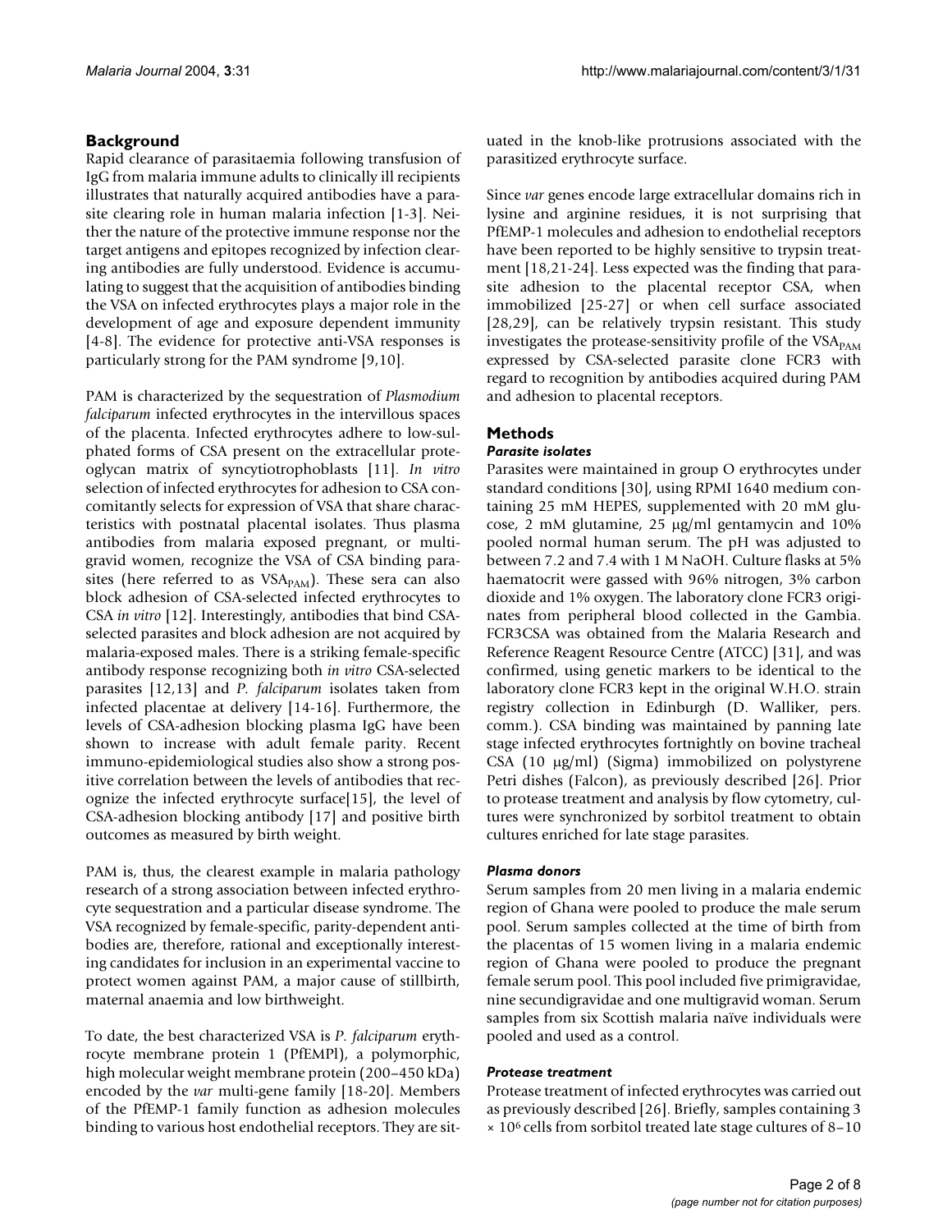## Background

Rapid clearance of parasitaemia following transfusion of IgG from malaria immune adults to clinically ill recipients illustrates that naturally acquired antibodies have a parasite clearing role in human malaria infection [1-3]. Neither the nature of the protective immune response nor the target antigens and epitopes recognized by infection clearing antibodies are fully understood. Evidence is accumulating to suggest that the acquisition of antibodies binding the VSA on infected erythrocytes plays a major role in the development of age and exposure dependent immunity [4-8]. The evidence for protective anti-VSA responses is particularly strong for the PAM syndrome [9,10].

PAM is characterized by the sequestration of *Plasmodium falciparum* infected erythrocytes in the intervillous spaces of the placenta. Infected erythrocytes adhere to low-sulphated forms of CSA present on the extracellular proteoglycan matrix of syncytiotrophoblasts [11]. *In vitro* selection of infected erythrocytes for adhesion to CSA concomitantly selects for expression of VSA that share characteristics with postnatal placental isolates. Thus plasma antibodies from malaria exposed pregnant, or multigravid women, recognize the VSA of CSA binding parasites (here referred to as $VSA_{PAM}$). These sera can also block adhesion of CSA-selected infected erythrocytes to CSA *in vitro* [12]. Interestingly, antibodies that bind CSA-selected parasites and block adhesion are not acquired by malaria-exposed males. There is a striking female-specific antibody response recognizing both *in vitro* CSA-selected parasites [12,13] and *P. falciparum* isolates taken from infected placentae at delivery [14-16]. Furthermore, the levels of CSA-adhesion blocking plasma IgG have been shown to increase with adult female parity. Recent immuno-epidemiological studies also show a strong positive correlation between the levels of antibodies that recognize the infected erythrocyte surface[15], the level of CSA-adhesion blocking antibody [17] and positive birth outcomes as measured by birth weight.

PAM is, thus, the clearest example in malaria pathology research of a strong association between infected erythrocyte sequestration and a particular disease syndrome. The VSA recognized by female-specific, parity-dependent antibodies are, therefore, rational and exceptionally interesting candidates for inclusion in an experimental vaccine to protect women against PAM, a major cause of stillbirth, maternal anaemia and low birthweight.

To date, the best characterized VSA is *P. falciparum* erythrocyte membrane protein 1 (PfEMPl), a polymorphic, high molecular weight membrane protein (200–450 kDa) encoded by the *var* multi-gene family [18-20]. Members of the PfEMP-1 family function as adhesion molecules binding to various host endothelial receptors. They are situated in the knob-like protrusions associated with the parasitized erythrocyte surface.

Since *var* genes encode large extracellular domains rich in lysine and arginine residues, it is not surprising that PfEMP-1 molecules and adhesion to endothelial receptors have been reported to be highly sensitive to trypsin treatment [18,21-24]. Less expected was the finding that parasite adhesion to the placental receptor CSA, when immobilized [25-27] or when cell surface associated [28,29], can be relatively trypsin resistant. This study investigates the protease-sensitivity profile of the $VSA_{PAM}$ expressed by CSA-selected parasite clone FCR3 with regard to recognition by antibodies acquired during PAM and adhesion to placental receptors.

## Methods

### *Parasite isolates*

Parasites were maintained in group O erythrocytes under standard conditions [30], using RPMI 1640 medium containing 25 mM HEPES, supplemented with 20 mM glucose, 2 mM glutamine, 25 μg/ml gentamycin and 10% pooled normal human serum. The pH was adjusted to between 7.2 and 7.4 with 1 M NaOH. Culture flasks at 5% haematocrit were gassed with 96% nitrogen, 3% carbon dioxide and 1% oxygen. The laboratory clone FCR3 originates from peripheral blood collected in the Gambia. FCR3CSA was obtained from the Malaria Research and Reference Reagent Resource Centre (ATCC) [31], and was confirmed, using genetic markers to be identical to the laboratory clone FCR3 kept in the original W.H.O. strain registry collection in Edinburgh (D. Walliker, pers. comm.). CSA binding was maintained by panning late stage infected erythrocytes fortnightly on bovine tracheal CSA (10 μg/ml) (Sigma) immobilized on polystyrene Petri dishes (Falcon), as previously described [26]. Prior to protease treatment and analysis by flow cytometry, cultures were synchronized by sorbitol treatment to obtain cultures enriched for late stage parasites.

### *Plasma donors*

Serum samples from 20 men living in a malaria endemic region of Ghana were pooled to produce the male serum pool. Serum samples collected at the time of birth from the placentas of 15 women living in a malaria endemic region of Ghana were pooled to produce the pregnant female serum pool. This pool included five primigravidae, nine secundigravidae and one multigravid woman. Serum samples from six Scottish malaria naïve individuals were pooled and used as a control.

### *Protease treatment*

Protease treatment of infected erythrocytes was carried out as previously described [26]. Briefly, samples containing $3 \times 10^6$ cells from sorbitol treated late stage cultures of 8–10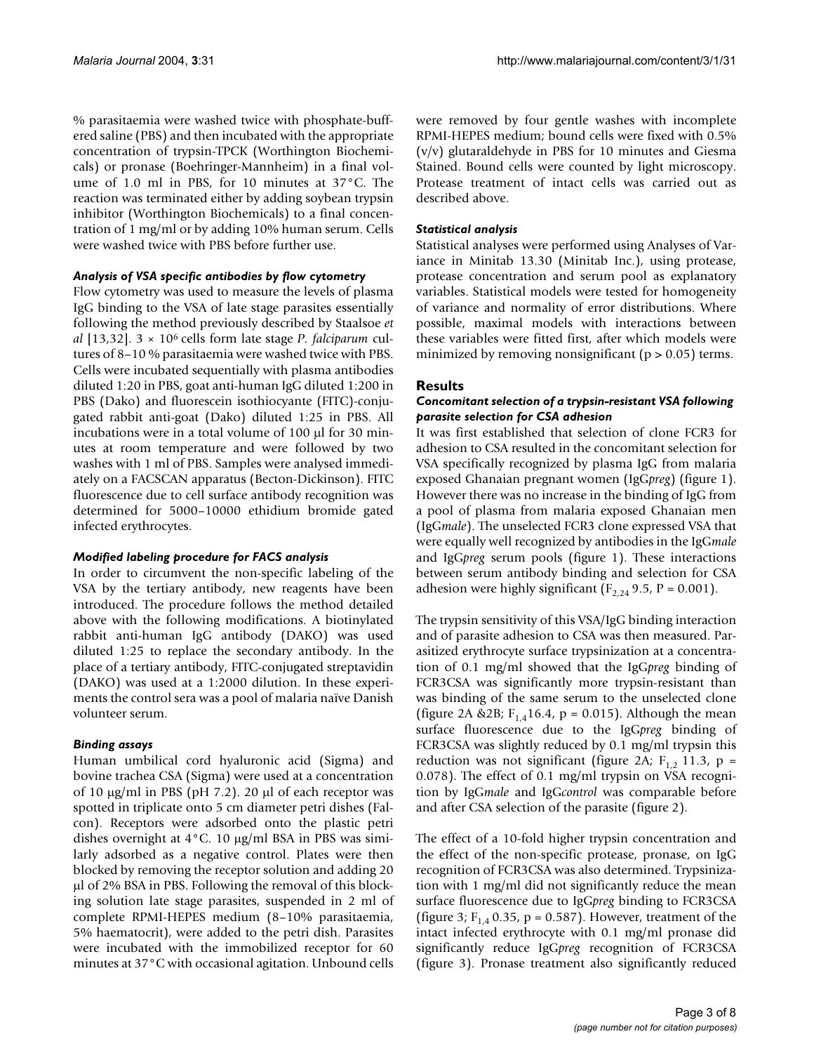% parasitaemia were washed twice with phosphate-buffered saline (PBS) and then incubated with the appropriate concentration of trypsin-TPCK (Worthington Biochemicals) or pronase (Boehringer-Mannheim) in a final volume of 1.0 ml in PBS, for 10 minutes at 37°C. The reaction was terminated either by adding soybean trypsin inhibitor (Worthington Biochemicals) to a final concentration of 1 mg/ml or by adding 10% human serum. Cells were washed twice with PBS before further use.

### *Analysis of VSA specific antibodies by flow cytometry*

Flow cytometry was used to measure the levels of plasma IgG binding to the VSA of late stage parasites essentially following the method previously described by Staalsoe *et al* [13,32]. $3 \times 10^6$ cells form late stage *P. falciparum* cultures of 8–10 % parasitaemia were washed twice with PBS. Cells were incubated sequentially with plasma antibodies diluted 1:20 in PBS, goat anti-human IgG diluted 1:200 in PBS (Dako) and fluorescein isothiocyante (FITC)-conjugated rabbit anti-goat (Dako) diluted 1:25 in PBS. All incubations were in a total volume of 100 μl for 30 minutes at room temperature and were followed by two washes with 1 ml of PBS. Samples were analysed immediately on a FACSCAN apparatus (Becton-Dickinson). FITC fluorescence due to cell surface antibody recognition was determined for 5000–10000 ethidium bromide gated infected erythrocytes.

### *Modified labeling procedure for FACS analysis*

In order to circumvent the non-specific labeling of the VSA by the tertiary antibody, new reagents have been introduced. The procedure follows the method detailed above with the following modifications. A biotinylated rabbit anti-human IgG antibody (DAKO) was used diluted 1:25 to replace the secondary antibody. In the place of a tertiary antibody, FITC-conjugated streptavidin (DAKO) was used at a 1:2000 dilution. In these experiments the control sera was a pool of malaria naïve Danish volunteer serum.

### *Binding assays*

Human umbilical cord hyaluronic acid (Sigma) and bovine trachea CSA (Sigma) were used at a concentration of 10 μg/ml in PBS (pH 7.2). 20 μl of each receptor was spotted in triplicate onto 5 cm diameter petri dishes (Falcon). Receptors were adsorbed onto the plastic petri dishes overnight at 4°C. 10 μg/ml BSA in PBS was similarly adsorbed as a negative control. Plates were then blocked by removing the receptor solution and adding 20 μl of 2% BSA in PBS. Following the removal of this blocking solution late stage parasites, suspended in 2 ml of complete RPMI-HEPES medium (8–10% parasitaemia, 5% haematocrit), were added to the petri dish. Parasites were incubated with the immobilized receptor for 60 minutes at 37°C with occasional agitation. Unbound cells were removed by four gentle washes with incomplete RPMI-HEPES medium; bound cells were fixed with 0.5% (v/v) glutaraldehyde in PBS for 10 minutes and Giesma Stained. Bound cells were counted by light microscopy. Protease treatment of intact cells was carried out as described above.

### *Statistical analysis*

Statistical analyses were performed using Analyses of Variance in Minitab 13.30 (Minitab Inc.), using protease, protease concentration and serum pool as explanatory variables. Statistical models were tested for homogeneity of variance and normality of error distributions. Where possible, maximal models with interactions between these variables were fitted first, after which models were minimized by removing nonsignificant ($p > 0.05$) terms.

## Results

### *Concomitant selection of a trypsin-resistant VSA following parasite selection for CSA adhesion*

It was first established that selection of clone FCR3 for adhesion to CSA resulted in the concomitant selection for VSA specifically recognized by plasma IgG from malaria exposed Ghanaian pregnant women (IgG*preg*) (figure 1). However there was no increase in the binding of IgG from a pool of plasma from malaria exposed Ghanaian men (IgG*male*). The unselected FCR3 clone expressed VSA that were equally well recognized by antibodies in the IgG*male* and IgG*preg* serum pools (figure 1). These interactions between serum antibody binding and selection for CSA adhesion were highly significant ($F_{2,24}$ 9.5, $P = 0.001$).

The trypsin sensitivity of this VSA/IgG binding interaction and of parasite adhesion to CSA was then measured. Parasitized erythrocyte surface trypsinization at a concentration of 0.1 mg/ml showed that the IgG*preg* binding of FCR3CSA was significantly more trypsin-resistant than was binding of the same serum to the unselected clone (figure 2A &2B; $F_{1,4}$16.4, $p = 0.015$). Although the mean surface fluorescence due to the IgG*preg* binding of FCR3CSA was slightly reduced by 0.1 mg/ml trypsin this reduction was not significant (figure 2A; $F_{1,2}$ 11.3, $p = 0.078$). The effect of 0.1 mg/ml trypsin on VSA recognition by IgG*male* and IgG*control* was comparable before and after CSA selection of the parasite (figure 2).

The effect of a 10-fold higher trypsin concentration and the effect of the non-specific protease, pronase, on IgG recognition of FCR3CSA was also determined. Trypsinization with 1 mg/ml did not significantly reduce the mean surface fluorescence due to IgG*preg* binding to FCR3CSA (figure 3; $F_{1,4}$ 0.35, $p = 0.587$). However, treatment of the intact infected erythrocyte with 0.1 mg/ml pronase did significantly reduce IgG*preg* recognition of FCR3CSA (figure 3). Pronase treatment also significantly reduced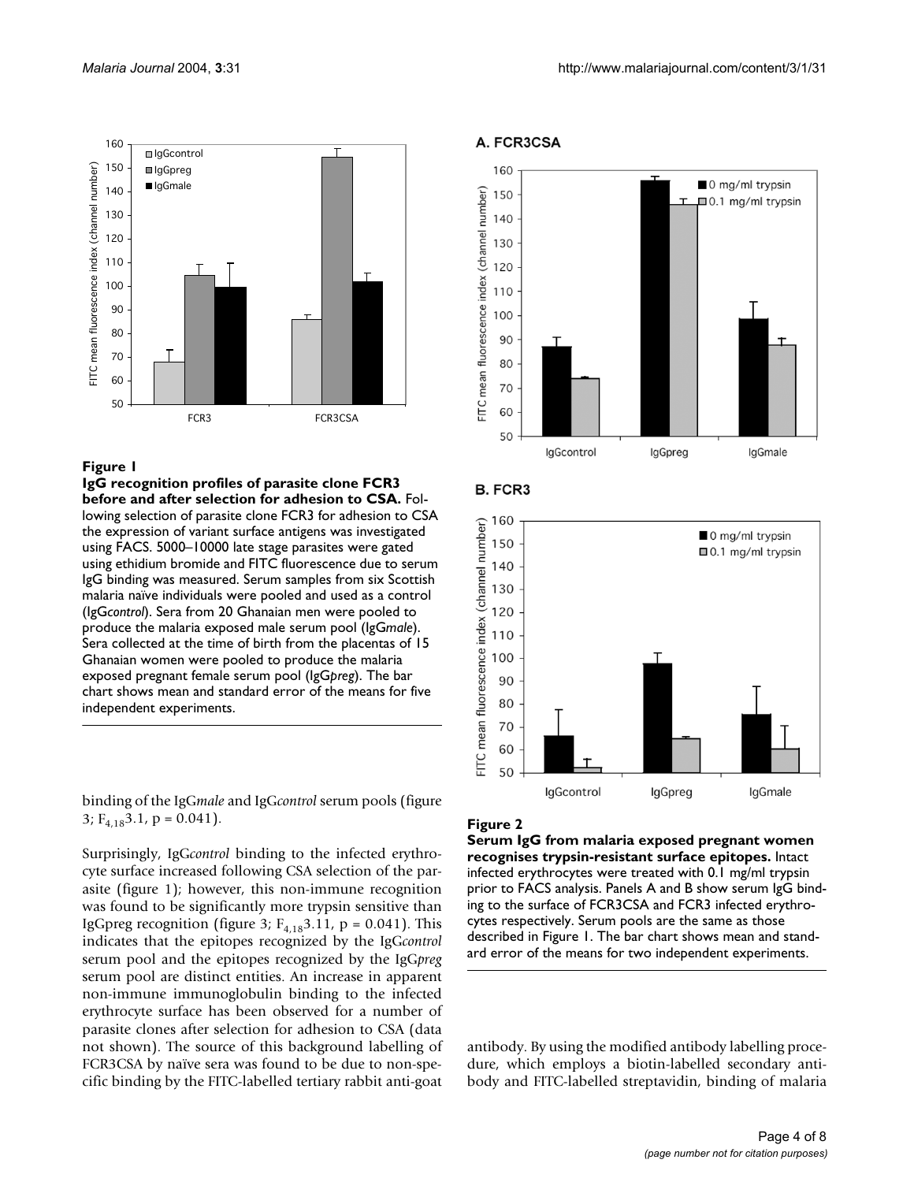**Figure 1**

**IgG recognition profiles of parasite clone FCR3 before and after selection for adhesion to CSA.** Following selection of parasite clone FCR3 for adhesion to CSA the expression of variant surface antigens was investigated using FACS. 5000–10000 late stage parasites were gated using ethidium bromide and FITC fluorescence due to serum IgG binding was measured. Serum samples from six Scottish malaria naïve individuals were pooled and used as a control (IgG*control*). Sera from 20 Ghanaian men were pooled to produce the malaria exposed male serum pool (IgG*male*). Sera collected at the time of birth from the placentas of 15 Ghanaian women were pooled to produce the malaria exposed pregnant female serum pool (IgG*preg*). The bar chart shows mean and standard error of the means for five independent experiments.

binding of the IgG*male* and IgG*control* serum pools (figure 3; $F_{4,18}3.1$, p = 0.041).

Surprisingly, IgG*control* binding to the infected erythrocyte surface increased following CSA selection of the parasite (figure 1); however, this non-immune recognition was found to be significantly more trypsin sensitive than IgGpreg recognition (figure 3; $F_{4,18}3.11$, p = 0.041). This indicates that the epitopes recognized by the IgG*control* serum pool and the epitopes recognized by the IgG*preg* serum pool are distinct entities. An increase in apparent non-immune immunoglobulin binding to the infected erythrocyte surface has been observed for a number of parasite clones after selection for adhesion to CSA (data not shown). The source of this background labelling of FCR3CSA by naïve sera was found to be due to non-specific binding by the FITC-labelled tertiary rabbit anti-goat antibody. By using the modified antibody labelling procedure, which employs a biotin-labelled secondary antibody and FITC-labelled streptavidin, binding of malaria

**Figure 2**

**Serum IgG from malaria exposed pregnant women recognises trypsin-resistant surface epitopes.** Intact infected erythrocytes were treated with 0.1 mg/ml trypsin prior to FACS analysis. Panels A and B show serum IgG binding to the surface of FCR3CSA and FCR3 infected erythrocytes respectively. Serum pools are the same as those described in Figure 1. The bar chart shows mean and standard error of the means for two independent experiments.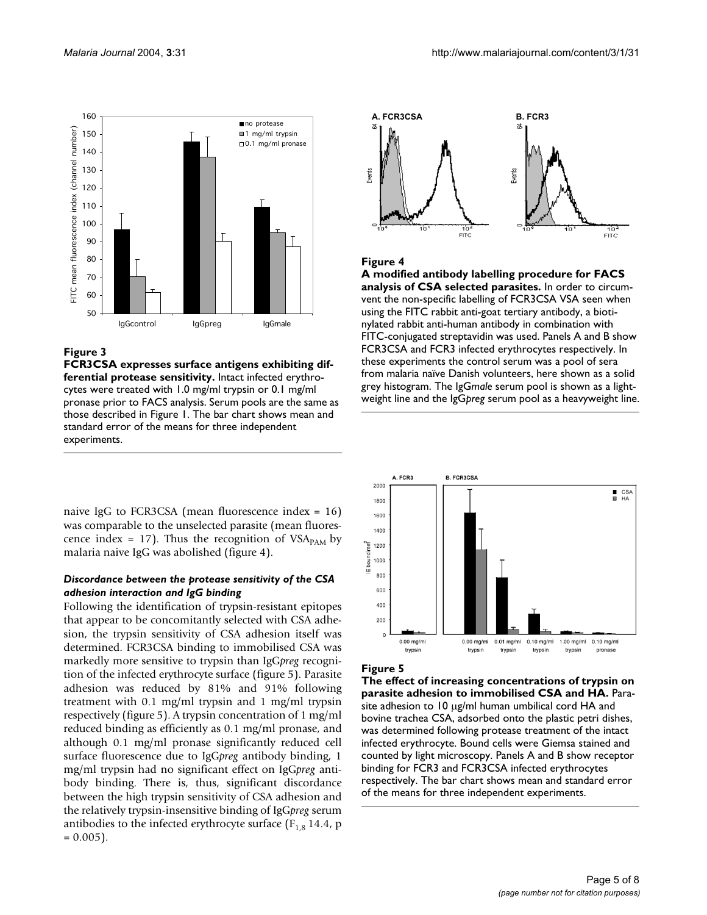**Figure 3**

**FCR3CSA expresses surface antigens exhibiting differential protease sensitivity.** Intact infected erythrocytes were treated with 1.0 mg/ml trypsin or 0.1 mg/ml pronase prior to FACS analysis. Serum pools are the same as those described in Figure 1. The bar chart shows mean and standard error of the means for three independent experiments.

**Figure 4**

**A modified antibody labelling procedure for FACS analysis of CSA selected parasites.** In order to circumvent the non-specific labelling of FCR3CSA VSA seen when using the FITC rabbit anti-goat tertiary antibody, a biotinylated rabbit anti-human antibody in combination with FITC-conjugated streptavidin was used. Panels A and B show FCR3CSA and FCR3 infected erythrocytes respectively. In these experiments the control serum was a pool of sera from malaria naïve Danish volunteers, here shown as a solid grey histogram. The IgG*male* serum pool is shown as a lightweight line and the IgG*preg* serum pool as a heavyweight line.

naive IgG to FCR3CSA (mean fluorescence index = 16) was comparable to the unselected parasite (mean fluorescence index = 17). Thus the recognition of $VSA_{PAM}$ by malaria naive IgG was abolished (figure 4).

### *Discordance between the protease sensitivity of the CSA adhesion interaction and IgG binding*

Following the identification of trypsin-resistant epitopes that appear to be concomitantly selected with CSA adhesion, the trypsin sensitivity of CSA adhesion itself was determined. FCR3CSA binding to immobilised CSA was markedly more sensitive to trypsin than IgG*preg* recognition of the infected erythrocyte surface (figure 5). Parasite adhesion was reduced by 81% and 91% following treatment with 0.1 mg/ml trypsin and 1 mg/ml trypsin respectively (figure 5). A trypsin concentration of 1 mg/ml reduced binding as efficiently as 0.1 mg/ml pronase, and although 0.1 mg/ml pronase significantly reduced cell surface fluorescence due to IgG*preg* antibody binding, 1 mg/ml trypsin had no significant effect on IgG*preg* antibody binding. There is, thus, significant discordance between the high trypsin sensitivity of CSA adhesion and the relatively trypsin-insensitive binding of IgG*preg* serum antibodies to the infected erythrocyte surface ($F_{1,8}$ 14.4, p = 0.005).

**Figure 5**

**The effect of increasing concentrations of trypsin on parasite adhesion to immobilised CSA and HA.** Parasite adhesion to 10 μg/ml human umbilical cord HA and bovine trachea CSA, adsorbed onto the plastic petri dishes, was determined following protease treatment of the intact infected erythrocyte. Bound cells were Giemsa stained and counted by light microscopy. Panels A and B show receptor binding for FCR3 and FCR3CSA infected erythrocytes respectively. The bar chart shows mean and standard error of the means for three independent experiments.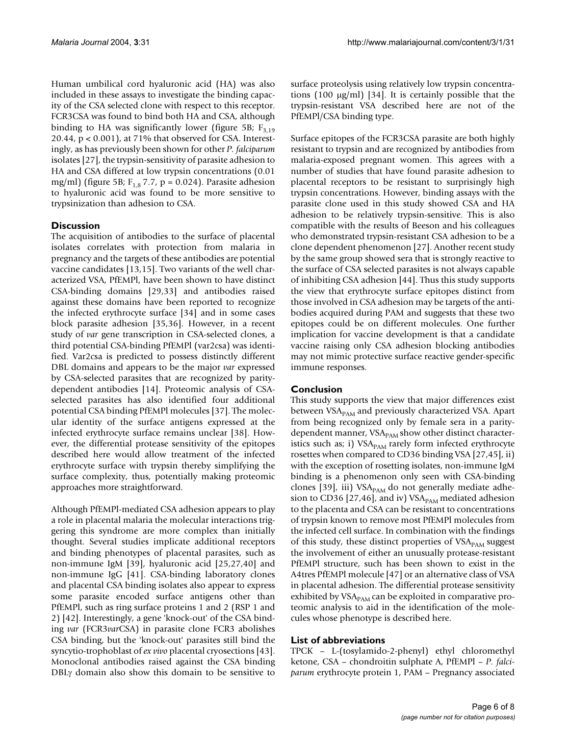Human umbilical cord hyaluronic acid (HA) was also included in these assays to investigate the binding capacity of the CSA selected clone with respect to this receptor. FCR3CSA was found to bind both HA and CSA, although binding to HA was significantly lower (figure 5B; $F_{3,19}$ 20.44, $p < 0.001$), at 71% that observed for CSA. Interestingly, as has previously been shown for other *P. falciparum* isolates [27], the trypsin-sensitivity of parasite adhesion to HA and CSA differed at low trypsin concentrations (0.01 mg/ml) (figure 5B; $F_{1,8}$ 7.7, $p = 0.024$). Parasite adhesion to hyaluronic acid was found to be more sensitive to trypsinization than adhesion to CSA.

## Discussion

The acquisition of antibodies to the surface of placental isolates correlates with protection from malaria in pregnancy and the targets of these antibodies are potential vaccine candidates [13,15]. Two variants of the well characterized VSA, PfEMPl, have been shown to have distinct CSA-binding domains [29,33] and antibodies raised against these domains have been reported to recognize the infected erythrocyte surface [34] and in some cases block parasite adhesion [35,36]. However, in a recent study of *var* gene transcription in CSA-selected clones, a third potential CSA-binding PfEMPl (var2csa) was identified. Var2csa is predicted to possess distinctly different DBL domains and appears to be the major *var* expressed by CSA-selected parasites that are recognized by parity-dependent antibodies [14]. Proteomic analysis of CSA-selected parasites has also identified four additional potential CSA binding PfEMPl molecules [37]. The molecular identity of the surface antigens expressed at the infected erythrocyte surface remains unclear [38]. However, the differential protease sensitivity of the epitopes described here would allow treatment of the infected erythrocyte surface with trypsin thereby simplifying the surface complexity, thus, potentially making proteomic approaches more straightforward.

Although PfEMPl-mediated CSA adhesion appears to play a role in placental malaria the molecular interactions triggering this syndrome are more complex than initially thought. Several studies implicate additional receptors and binding phenotypes of placental parasites, such as non-immune IgM [39], hyaluronic acid [25,27,40] and non-immune IgG [41]. CSA-binding laboratory clones and placental CSA binding isolates also appear to express some parasite encoded surface antigens other than PfEMPl, such as ring surface proteins 1 and 2 (RSP 1 and 2) [42]. Interestingly, a gene 'knock-out' of the CSA binding *var* (FCR3*var*CSA) in parasite clone FCR3 abolishes CSA binding, but the 'knock-out' parasites still bind the syncytio-trophoblast of *ex vivo* placental cryosections [43]. Monoclonal antibodies raised against the CSA binding DBLγ domain also show this domain to be sensitive to surface proteolysis using relatively low trypsin concentrations (100 μg/ml) [34]. It is certainly possible that the trypsin-resistant VSA described here are not of the PfEMPl/CSA binding type.

Surface epitopes of the FCR3CSA parasite are both highly resistant to trypsin and are recognized by antibodies from malaria-exposed pregnant women. This agrees with a number of studies that have found parasite adhesion to placental receptors to be resistant to surprisingly high trypsin concentrations. However, binding assays with the parasite clone used in this study showed CSA and HA adhesion to be relatively trypsin-sensitive. This is also compatible with the results of Beeson and his colleagues who demonstrated trypsin-resistant CSA adhesion to be a clone dependent phenomenon [27]. Another recent study by the same group showed sera that is strongly reactive to the surface of CSA selected parasites is not always capable of inhibiting CSA adhesion [44]. Thus this study supports the view that erythrocyte surface epitopes distinct from those involved in CSA adhesion may be targets of the antibodies acquired during PAM and suggests that these two epitopes could be on different molecules. One further implication for vaccine development is that a candidate vaccine raising only CSA adhesion blocking antibodies may not mimic protective surface reactive gender-specific immune responses.

## Conclusion

This study supports the view that major differences exist between $VSA_{PAM}$ and previously characterized VSA. Apart from being recognized only by female sera in a parity-dependent manner, $VSA_{PAM}$ show other distinct characteristics such as; i) $VSA_{PAM}$ rarely form infected erythrocyte rosettes when compared to CD36 binding VSA [27,45], ii) with the exception of rosetting isolates, non-immune IgM binding is a phenomenon only seen with CSA-binding clones [39], iii) $VSA_{PAM}$ do not generally mediate adhesion to CD36 [27,46], and iv) $VSA_{PAM}$ mediated adhesion to the placenta and CSA can be resistant to concentrations of trypsin known to remove most PfEMPl molecules from the infected cell surface. In combination with the findings of this study, these distinct properties of $VSA_{PAM}$ suggest the involvement of either an unusually protease-resistant PfEMPl structure, such has been shown to exist in the A4tres PfEMPl molecule [47] or an alternative class of VSA in placental adhesion. The differential protease sensitivity exhibited by $VSA_{PAM}$ can be exploited in comparative proteomic analysis to aid in the identification of the molecules whose phenotype is described here.

## List of abbreviations

TPCK – L-(tosylamido-2-phenyl) ethyl chloromethyl ketone, CSA – chondroitin sulphate A, PfEMPl – *P. falciparum* erythrocyte protein 1, PAM – Pregnancy associated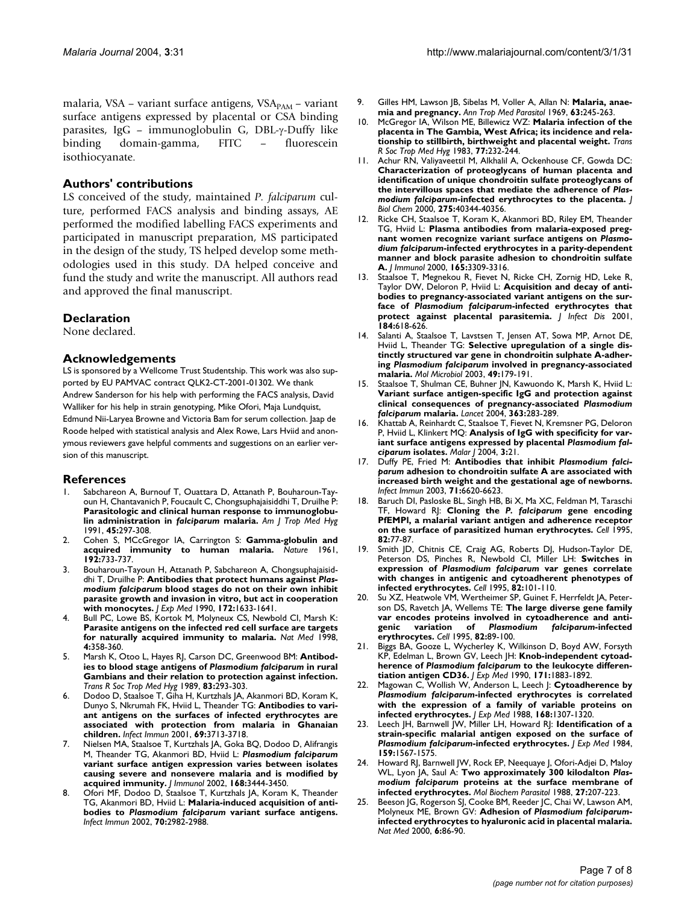malaria, VSA – variant surface antigens, $VSA_{PAM}$ – variant surface antigens expressed by placental or CSA binding parasites, IgG – immunoglobulin G, DBL-γ-Duffy like binding domain-gamma, FITC – fluorescein isothiocyanate.

## Authors' contributions

LS conceived of the study, maintained *P. falciparum* culture, performed FACS analysis and binding assays, AE performed the modified labelling FACS experiments and participated in manuscript preparation, MS participated in the design of the study, TS helped develop some methodologies used in this study. DA helped conceive and fund the study and write the manuscript. All authors read and approved the final manuscript.

## Declaration

None declared.

## Acknowledgements

LS is sponsored by a Wellcome Trust Studentship. This work was also supported by EU PAMVAC contract QLK2-CT-2001-01302. We thank Andrew Sanderson for his help with performing the FACS analysis, David Walliker for his help in strain genotyping, Mike Ofori, Maja Lundquist, Edmund Nii-Laryea Browne and Victoria Bam for serum collection. Jaap de Roode helped with statistical analysis and Alex Rowe, Lars Hviid and anonymous reviewers gave helpful comments and suggestions on an earlier version of this manuscript.

## References

1. Sabchareon A, Burnouf T, Ouattara D, Attanath P, Bouharoun-Tayoun H, Chantavanich P, Foucault C, Chongsuphajaisiddhi T, Druilhe P: **Parasitologic and clinical human response to immunoglobulin administration in *falciparum* malaria.** *Am J Trop Med Hyg* 1991, **45:**297-308.
2. Cohen S, MCcGregor IA, Carrington S: **Gamma-globulin and acquired immunity to human malaria.** *Nature* 1961, **192:**733-737.
3. Bouharoun-Tayoun H, Attanath P, Sabchareon A, Chongsuphajaisiddhi T, Druilhe P: **Antibodies that protect humans against *Plasmodium falciparum* blood stages do not on their own inhibit parasite growth and invasion in vitro, but act in cooperation with monocytes.** *J Exp Med* 1990, **172:**1633-1641.
4. Bull PC, Lowe BS, Kortok M, Molyneux CS, Newbold CI, Marsh K: **Parasite antigens on the infected red cell surface are targets for naturally acquired immunity to malaria.** *Nat Med* 1998, **4:**358-360.
5. Marsh K, Otoo L, Hayes RJ, Carson DC, Greenwood BM: **Antibodies to blood stage antigens of *Plasmodium falciparum* in rural Gambians and their relation to protection against infection.** *Trans R Soc Trop Med Hyg* 1989, **83:**293-303.
6. Dodoo D, Staalsoe T, Giha H, Kurtzhals JA, Akanmori BD, Koram K, Dunyo S, Nkrumah FK, Hviid L, Theander TG: **Antibodies to variant antigens on the surfaces of infected erythrocytes are associated with protection from malaria in Ghanaian children.** *Infect Immun* 2001, **69:**3713-3718.
7. Nielsen MA, Staalsoe T, Kurtzhals JA, Goka BQ, Dodoo D, Alifrangis M, Theander TG, Akanmori BD, Hviid L: ***Plasmodium falciparum* variant surface antigen expression varies between isolates causing severe and nonsevere malaria and is modified by acquired immunity.** *J Immunol* 2002, **168:**3444-3450.
8. Ofori MF, Dodoo D, Staalsoe T, Kurtzhals JA, Koram K, Theander TG, Akanmori BD, Hviid L: **Malaria-induced acquisition of antibodies to *Plasmodium falciparum* variant surface antigens.** *Infect Immun* 2002, **70:**2982-2988.
9. Gilles HM, Lawson JB, Sibelas M, Voller A, Allan N: **Malaria, anaemia and pregnancy.** *Ann Trop Med Parasitol* 1969, **63:**245-263.
10. McGregor IA, Wilson ME, Billewicz WZ: **Malaria infection of the placenta in The Gambia, West Africa; its incidence and relationship to stillbirth, birthweight and placental weight.** *Trans R Soc Trop Med Hyg* 1983, **77:**232-244.
11. Achur RN, Valiyaveettil M, Alkhalil A, Ockenhouse CF, Gowda DC: **Characterization of proteoglycans of human placenta and identification of unique chondroitin sulfate proteoglycans of the intervillous spaces that mediate the adherence of *Plasmodium falciparum*-infected erythrocytes to the placenta.** *J Biol Chem* 2000, **275:**40344-40356.
12. Ricke CH, Staalsoe T, Koram K, Akanmori BD, Riley EM, Theander TG, Hviid L: **Plasma antibodies from malaria-exposed pregnant women recognize variant surface antigens on *Plasmodium falciparum*-infected erythrocytes in a parity-dependent manner and block parasite adhesion to chondroitin sulfate A.** *J Immunol* 2000, **165:**3309-3316.
13. Staalsoe T, Megnekou R, Fievet N, Ricke CH, Zornig HD, Leke R, Taylor DW, Deloron P, Hviid L: **Acquisition and decay of antibodies to pregnancy-associated variant antigens on the surface of *Plasmodium falciparum*-infected erythrocytes that protect against placental parasitemia.** *J Infect Dis* 2001, **184:**618-626.
14. Salanti A, Staalsoe T, Lavstsen T, Jensen AT, Sowa MP, Arnot DE, Hviid L, Theander TG: **Selective upregulation of a single distinctly structured var gene in chondroitin sulphate A-adhering *Plasmodium falciparum* involved in pregnancy-associated malaria.** *Mol Microbiol* 2003, **49:**179-191.
15. Staalsoe T, Shulman CE, Buhner JN, Kawuondo K, Marsh K, Hviid L: **Variant surface antigen-specific IgG and protection against clinical consequences of pregnancy-associated *Plasmodium falciparum* malaria.** *Lancet* 2004, **363:**283-289.
16. Khattab A, Reinhardt C, Staalsoe T, Fievet N, Kremsner PG, Deloron P, Hviid L, Klinkert MQ: **Analysis of IgG with specificity for variant surface antigens expressed by placental *Plasmodium falciparum* isolates.** *Malar J* 2004, **3:**21.
17. Duffy PE, Fried M: **Antibodies that inhibit *Plasmodium falciparum* adhesion to chondroitin sulfate A are associated with increased birth weight and the gestational age of newborns.** *Infect Immun* 2003, **71:**6620-6623.
18. Baruch DI, Pasloske BL, Singh HB, Bi X, Ma XC, Feldman M, Taraschi TF, Howard RJ: **Cloning the *P. falciparum* gene encoding PfEMP1, a malarial variant antigen and adherence receptor on the surface of parasitized human erythrocytes.** *Cell* 1995, **82:**77-87.
19. Smith JD, Chitnis CE, Craig AG, Roberts DJ, Hudson-Taylor DE, Peterson DS, Pinches R, Newbold CI, Miller LH: **Switches in expression of *Plasmodium falciparum* var genes correlate with changes in antigenic and cytoadherent phenotypes of infected erythrocytes.** *Cell* 1995, **82:**101-110.
20. Su XZ, Heatwole VM, Wertheimer SP, Guinet F, Herrfeldt JA, Peterson DS, Ravetch JA, Wellems TE: **The large diverse gene family var encodes proteins involved in cytoadherence and antigenic variation of *Plasmodium falciparum*-infected erythrocytes.** *Cell* 1995, **82:**89-100.
21. Biggs BA, Gooze L, Wycherley K, Wilkinson D, Boyd AW, Forsyth KP, Edelman L, Brown GV, Leech JH: **Knob-independent cytoadherence of *Plasmodium falciparum* to the leukocyte differentiation antigen CD36.** *J Exp Med* 1990, **171:**1883-1892.
22. Magowan C, Wollish W, Anderson L, Leech J: **Cytoadherence by *Plasmodium falciparum*-infected erythrocytes is correlated with the expression of a family of variable proteins on infected erythrocytes.** *J Exp Med* 1988, **168:**1307-1320.
23. Leech JH, Barnwell JW, Miller LH, Howard RJ: **Identification of a strain-specific malarial antigen exposed on the surface of *Plasmodium falciparum*-infected erythrocytes.** *J Exp Med* 1984, **159:**1567-1575.
24. Howard RJ, Barnwell JW, Rock EP, Neequaye J, Ofori-Adjei D, Maloy WL, Lyon JA, Saul A: **Two approximately 300 kilodalton *Plasmodium falciparum* proteins at the surface membrane of infected erythrocytes.** *Mol Biochem Parasitol* 1988, **27:**207-223.
25. Beeson JG, Rogerson SJ, Cooke BM, Reeder JC, Chai W, Lawson AM, Molyneux ME, Brown GV: **Adhesion of *Plasmodium falciparum*-infected erythrocytes to hyaluronic acid in placental malaria.** *Nat Med* 2000, **6:**86-90.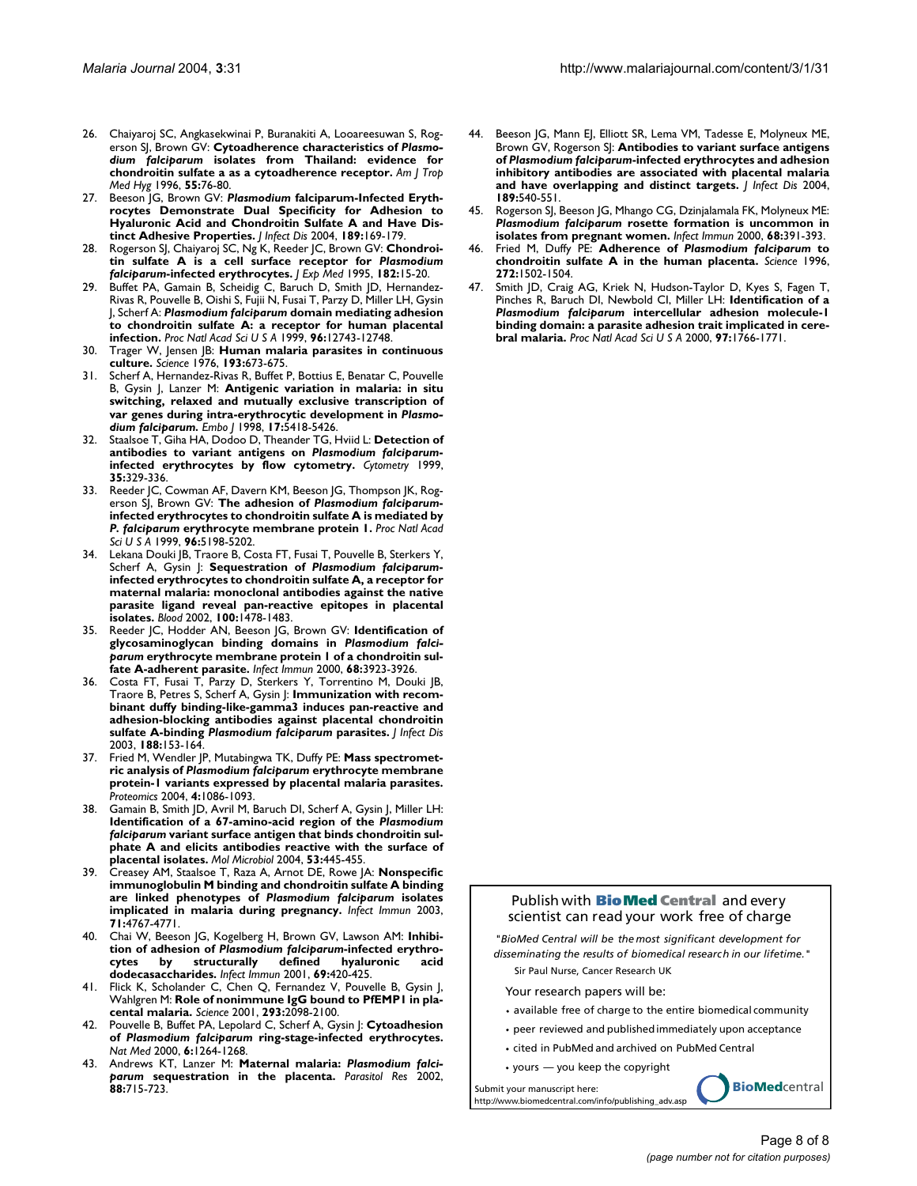26. Chaiyaroj SC, Angkasekwinai P, Buranakiti A, Looareesuwan S, Rogerson SJ, Brown GV: **Cytoadherence characteristics of *Plasmodium falciparum* isolates from Thailand: evidence for chondroitin sulfate a as a cytoadherence receptor.** *Am J Trop Med Hyg* 1996, **55:**76-80.
27. Beeson JG, Brown GV: ***Plasmodium* falciparum-Infected Erythrocytes Demonstrate Dual Specificity for Adhesion to Hyaluronic Acid and Chondroitin Sulfate A and Have Distinct Adhesive Properties.** *J Infect Dis* 2004, **189:**169-179.
28. Rogerson SJ, Chaiyaroj SC, Ng K, Reeder JC, Brown GV: **Chondroitin sulfate A is a cell surface receptor for *Plasmodium falciparum*-infected erythrocytes.** *J Exp Med* 1995, **182:**15-20.
29. Buffet PA, Gamain B, Scheidig C, Baruch D, Smith JD, Hernandez-Rivas R, Pouvelle B, Oishi S, Fujii N, Fusai T, Parzy D, Miller LH, Gysin J, Scherf A: ***Plasmodium falciparum* domain mediating adhesion to chondroitin sulfate A: a receptor for human placental infection.** *Proc Natl Acad Sci U S A* 1999, **96:**12743-12748.
30. Trager W, Jensen JB: **Human malaria parasites in continuous culture.** *Science* 1976, **193:**673-675.
31. Scherf A, Hernandez-Rivas R, Buffet P, Bottius E, Benatar C, Pouvelle B, Gysin J, Lanzer M: **Antigenic variation in malaria: in situ switching, relaxed and mutually exclusive transcription of var genes during intra-erythrocytic development in *Plasmodium falciparum.*** *Embo J* 1998, **17:**5418-5426.
32. Staalsoe T, Giha HA, Dodoo D, Theander TG, Hviid L: **Detection of antibodies to variant antigens on *Plasmodium falciparum*-infected erythrocytes by flow cytometry.** *Cytometry* 1999, **35:**329-336.
33. Reeder JC, Cowman AF, Davern KM, Beeson JG, Thompson JK, Rogerson SJ, Brown GV: **The adhesion of *Plasmodium falciparum*-infected erythrocytes to chondroitin sulfate A is mediated by *P. falciparum* erythrocyte membrane protein 1.** *Proc Natl Acad Sci U S A* 1999, **96:**5198-5202.
34. Lekana Douki JB, Traore B, Costa FT, Fusai T, Pouvelle B, Sterkers Y, Scherf A, Gysin J: **Sequestration of *Plasmodium falciparum*-infected erythrocytes to chondroitin sulfate A, a receptor for maternal malaria: monoclonal antibodies against the native parasite ligand reveal pan-reactive epitopes in placental isolates.** *Blood* 2002, **100:**1478-1483.
35. Reeder JC, Hodder AN, Beeson JG, Brown GV: **Identification of glycosaminoglycan binding domains in *Plasmodium falciparum* erythrocyte membrane protein 1 of a chondroitin sulfate A-adherent parasite.** *Infect Immun* 2000, **68:**3923-3926.
36. Costa FT, Fusai T, Parzy D, Sterkers Y, Torrentino M, Douki JB, Traore B, Petres S, Scherf A, Gysin J: **Immunization with recombinant duffy binding-like-gamma3 induces pan-reactive and adhesion-blocking antibodies against placental chondroitin sulfate A-binding *Plasmodium falciparum* parasites.** *J Infect Dis* 2003, **188:**153-164.
37. Fried M, Wendler JP, Mutabingwa TK, Duffy PE: **Mass spectrometric analysis of *Plasmodium falciparum* erythrocyte membrane protein-1 variants expressed by placental malaria parasites.** *Proteomics* 2004, **4:**1086-1093.
38. Gamain B, Smith JD, Avril M, Baruch DI, Scherf A, Gysin J, Miller LH: **Identification of a 67-amino-acid region of the *Plasmodium falciparum* variant surface antigen that binds chondroitin sulphate A and elicits antibodies reactive with the surface of placental isolates.** *Mol Microbiol* 2004, **53:**445-455.
39. Creasey AM, Staalsoe T, Raza A, Arnot DE, Rowe JA: **Nonspecific immunoglobulin M binding and chondroitin sulfate A binding are linked phenotypes of *Plasmodium falciparum* isolates implicated in malaria during pregnancy.** *Infect Immun* 2003, **71:**4767-4771.
40. Chai W, Beeson JG, Kogelberg H, Brown GV, Lawson AM: **Inhibition of adhesion of *Plasmodium falciparum*-infected erythrocytes by structurally defined hyaluronic acid dodecasaccharides.** *Infect Immun* 2001, **69:**420-425.
41. Flick K, Scholander C, Chen Q, Fernandez V, Pouvelle B, Gysin J, Wahlgren M: **Role of nonimmune IgG bound to PfEMP1 in placental malaria.** *Science* 2001, **293:**2098-2100.
42. Pouvelle B, Buffet PA, Lepolard C, Scherf A, Gysin J: **Cytoadhesion of *Plasmodium falciparum* ring-stage-infected erythrocytes.** *Nat Med* 2000, **6:**1264-1268.
43. Andrews KT, Lanzer M: **Maternal malaria: *Plasmodium falciparum* sequestration in the placenta.** *Parasitol Res* 2002, **88:**715-723.
44. Beeson JG, Mann EJ, Elliott SR, Lema VM, Tadesse E, Molyneux ME, Brown GV, Rogerson SJ: **Antibodies to variant surface antigens of *Plasmodium falciparum*-infected erythrocytes and adhesion inhibitory antibodies are associated with placental malaria and have overlapping and distinct targets.** *J Infect Dis* 2004, **189:**540-551.
45. Rogerson SJ, Beeson JG, Mhango CG, Dzinjalamala FK, Molyneux ME: ***Plasmodium falciparum* rosette formation is uncommon in isolates from pregnant women.** *Infect Immun* 2000, **68:**391-393.
46. Fried M, Duffy PE: **Adherence of *Plasmodium falciparum* to chondroitin sulfate A in the human placenta.** *Science* 1996, **272:**1502-1504.
47. Smith JD, Craig AG, Kriek N, Hudson-Taylor D, Kyes S, Fagen T, Pinches R, Baruch DI, Newbold CI, Miller LH: **Identification of a *Plasmodium falciparum* intercellular adhesion molecule-1 binding domain: a parasite adhesion trait implicated in cerebral malaria.** *Proc Natl Acad Sci U S A* 2000, **97:**1766-1771.

Publish with **BioMed Central** and every scientist can read your work free of charge

*"BioMed Central will be the most significant development for disseminating the results of biomedical research in our lifetime."*

Sir Paul Nurse, Cancer Research UK

Your research papers will be:

- available free of charge to the entire biomedical community
- peer reviewed and published immediately upon acceptance
- cited in PubMed and archived on PubMed Central
- yours — you keep the copyright

Submit your manuscript here:
http://www.biomedcentral.com/info/publishing_adv.asp

BioMedcentral